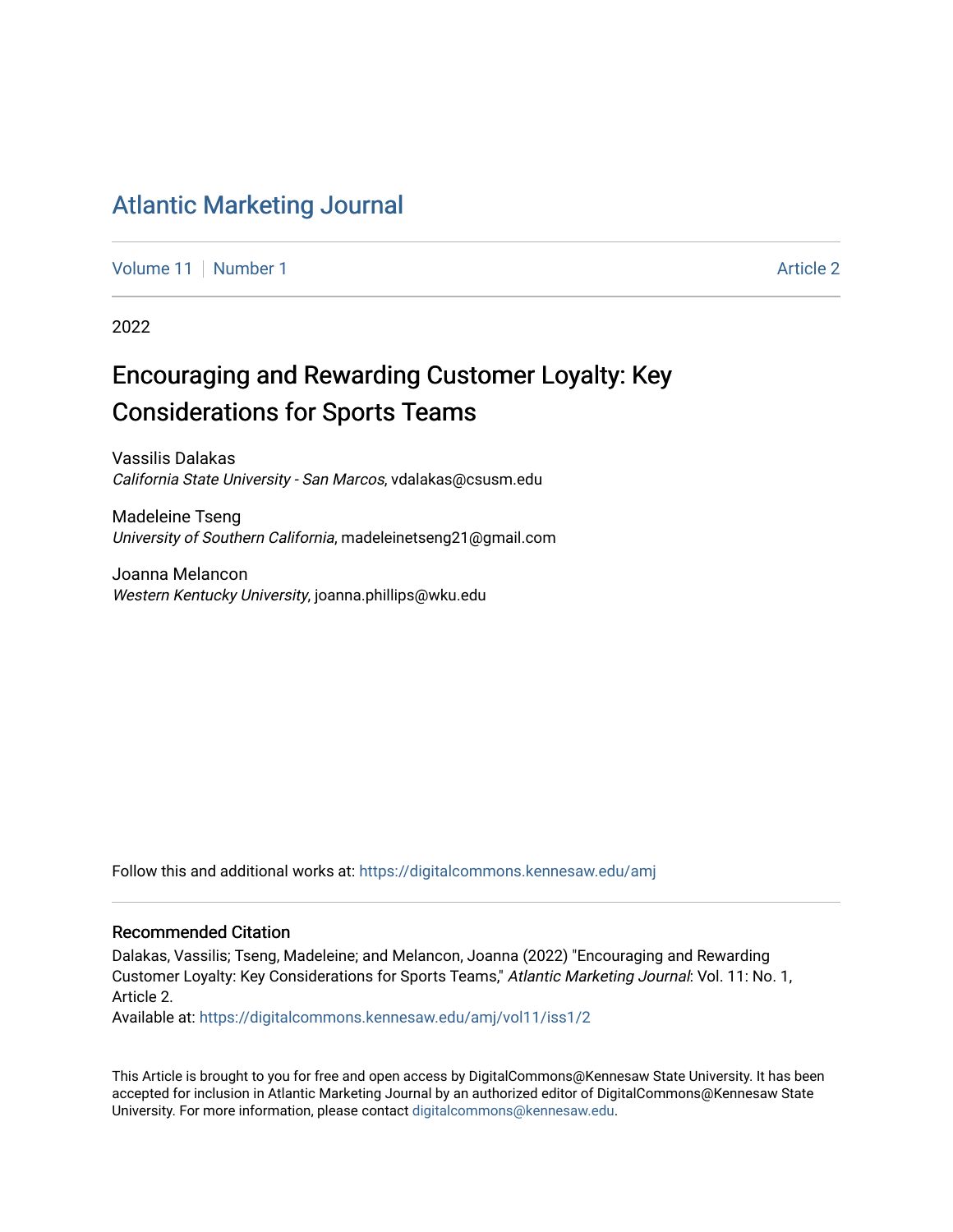# Atlantic Marketing Journal

Volume 11 | Number 1 — Article 2

2022

## Encouraging and Rewarding Customer Loyalty: Key Considerations for Sports Teams

Vassilis Dalakas
*California State University - San Marcos*, vdalakas@csusm.edu

Madeleine Tseng
*University of Southern California*, madeleinetseng21@gmail.com

Joanna Melancon
*Western Kentucky University*, joanna.phillips@wku.edu

Follow this and additional works at: https://digitalcommons.kennesaw.edu/amj

### Recommended Citation

Dalakas, Vassilis; Tseng, Madeleine; and Melancon, Joanna (2022) "Encouraging and Rewarding Customer Loyalty: Key Considerations for Sports Teams," *Atlantic Marketing Journal*: Vol. 11: No. 1, Article 2.
Available at: https://digitalcommons.kennesaw.edu/amj/vol11/iss1/2

This Article is brought to you for free and open access by DigitalCommons@Kennesaw State University. It has been accepted for inclusion in Atlantic Marketing Journal by an authorized editor of DigitalCommons@Kennesaw State University. For more information, please contact digitalcommons@kennesaw.edu.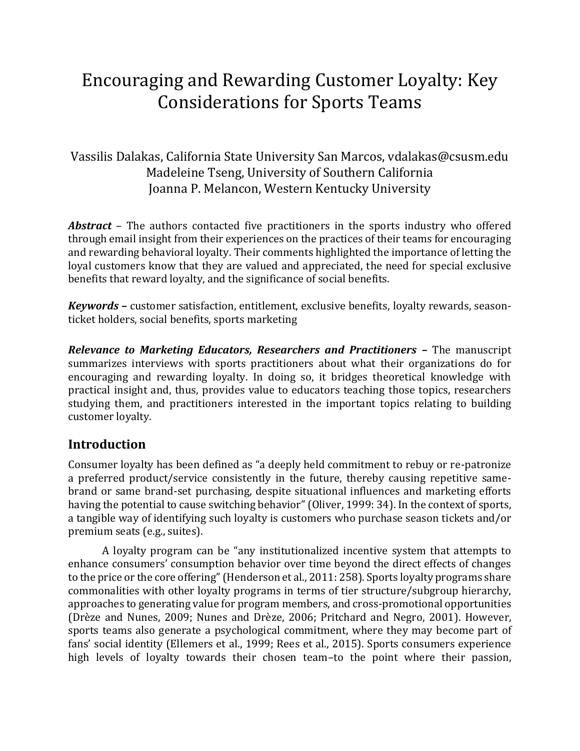# Encouraging and Rewarding Customer Loyalty: Key Considerations for Sports Teams

Vassilis Dalakas, California State University San Marcos, vdalakas@csusm.edu
Madeleine Tseng, University of Southern California
Joanna P. Melancon, Western Kentucky University

***Abstract*** – The authors contacted five practitioners in the sports industry who offered through email insight from their experiences on the practices of their teams for encouraging and rewarding behavioral loyalty. Their comments highlighted the importance of letting the loyal customers know that they are valued and appreciated, the need for special exclusive benefits that reward loyalty, and the significance of social benefits.

***Keywords*** **–** customer satisfaction, entitlement, exclusive benefits, loyalty rewards, season-ticket holders, social benefits, sports marketing

***Relevance to Marketing Educators, Researchers and Practitioners*** **–** The manuscript summarizes interviews with sports practitioners about what their organizations do for encouraging and rewarding loyalty. In doing so, it bridges theoretical knowledge with practical insight and, thus, provides value to educators teaching those topics, researchers studying them, and practitioners interested in the important topics relating to building customer loyalty.

## Introduction

Consumer loyalty has been defined as "a deeply held commitment to rebuy or re-patronize a preferred product/service consistently in the future, thereby causing repetitive same-brand or same brand-set purchasing, despite situational influences and marketing efforts having the potential to cause switching behavior" (Oliver, 1999: 34). In the context of sports, a tangible way of identifying such loyalty is customers who purchase season tickets and/or premium seats (e.g., suites).

A loyalty program can be "any institutionalized incentive system that attempts to enhance consumers' consumption behavior over time beyond the direct effects of changes to the price or the core offering" (Henderson et al., 2011: 258). Sports loyalty programs share commonalities with other loyalty programs in terms of tier structure/subgroup hierarchy, approaches to generating value for program members, and cross-promotional opportunities (Drèze and Nunes, 2009; Nunes and Drèze, 2006; Pritchard and Negro, 2001). However, sports teams also generate a psychological commitment, where they may become part of fans' social identity (Ellemers et al., 1999; Rees et al., 2015). Sports consumers experience high levels of loyalty towards their chosen team–to the point where their passion,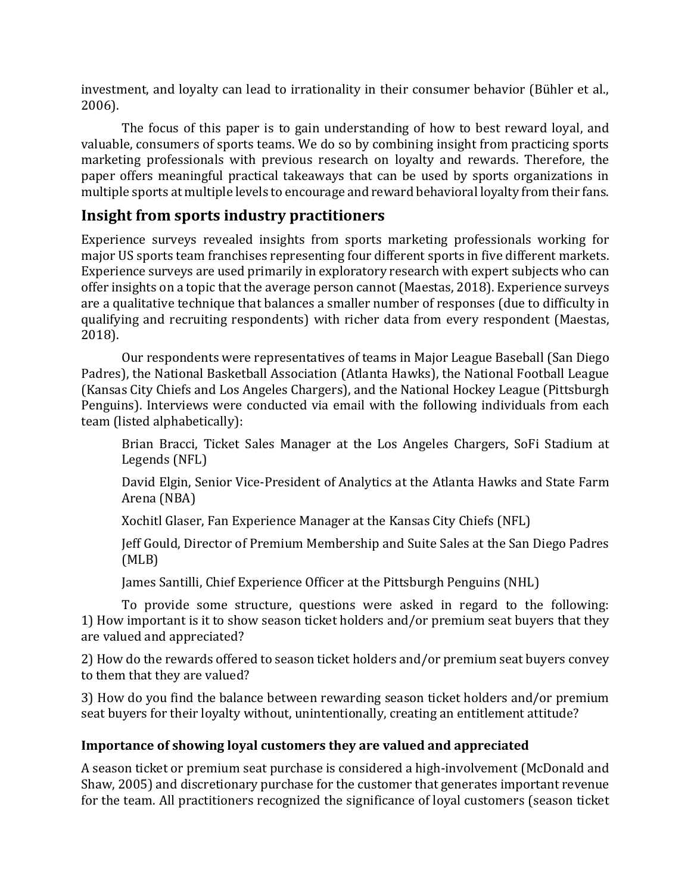investment, and loyalty can lead to irrationality in their consumer behavior (Bühler et al., 2006).

The focus of this paper is to gain understanding of how to best reward loyal, and valuable, consumers of sports teams. We do so by combining insight from practicing sports marketing professionals with previous research on loyalty and rewards. Therefore, the paper offers meaningful practical takeaways that can be used by sports organizations in multiple sports at multiple levels to encourage and reward behavioral loyalty from their fans.

## Insight from sports industry practitioners

Experience surveys revealed insights from sports marketing professionals working for major US sports team franchises representing four different sports in five different markets. Experience surveys are used primarily in exploratory research with expert subjects who can offer insights on a topic that the average person cannot (Maestas, 2018). Experience surveys are a qualitative technique that balances a smaller number of responses (due to difficulty in qualifying and recruiting respondents) with richer data from every respondent (Maestas, 2018).

Our respondents were representatives of teams in Major League Baseball (San Diego Padres), the National Basketball Association (Atlanta Hawks), the National Football League (Kansas City Chiefs and Los Angeles Chargers), and the National Hockey League (Pittsburgh Penguins). Interviews were conducted via email with the following individuals from each team (listed alphabetically):

Brian Bracci, Ticket Sales Manager at the Los Angeles Chargers, SoFi Stadium at Legends (NFL)

David Elgin, Senior Vice-President of Analytics at the Atlanta Hawks and State Farm Arena (NBA)

Xochitl Glaser, Fan Experience Manager at the Kansas City Chiefs (NFL)

Jeff Gould, Director of Premium Membership and Suite Sales at the San Diego Padres (MLB)

James Santilli, Chief Experience Officer at the Pittsburgh Penguins (NHL)

To provide some structure, questions were asked in regard to the following: 1) How important is it to show season ticket holders and/or premium seat buyers that they are valued and appreciated?

2) How do the rewards offered to season ticket holders and/or premium seat buyers convey to them that they are valued?

3) How do you find the balance between rewarding season ticket holders and/or premium seat buyers for their loyalty without, unintentionally, creating an entitlement attitude?

### Importance of showing loyal customers they are valued and appreciated

A season ticket or premium seat purchase is considered a high-involvement (McDonald and Shaw, 2005) and discretionary purchase for the customer that generates important revenue for the team. All practitioners recognized the significance of loyal customers (season ticket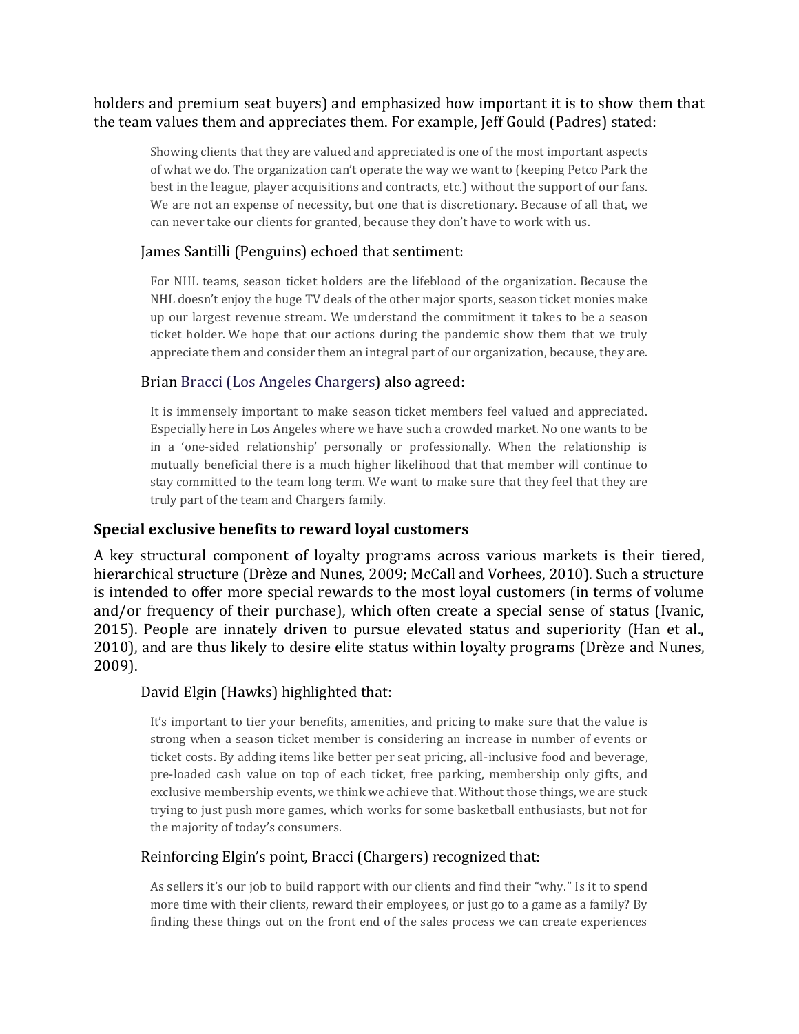holders and premium seat buyers) and emphasized how important it is to show them that the team values them and appreciates them. For example, Jeff Gould (Padres) stated:

> Showing clients that they are valued and appreciated is one of the most important aspects of what we do. The organization can't operate the way we want to (keeping Petco Park the best in the league, player acquisitions and contracts, etc.) without the support of our fans. We are not an expense of necessity, but one that is discretionary. Because of all that, we can never take our clients for granted, because they don't have to work with us.

James Santilli (Penguins) echoed that sentiment:

> For NHL teams, season ticket holders are the lifeblood of the organization. Because the NHL doesn't enjoy the huge TV deals of the other major sports, season ticket monies make up our largest revenue stream. We understand the commitment it takes to be a season ticket holder. We hope that our actions during the pandemic show them that we truly appreciate them and consider them an integral part of our organization, because, they are.

Brian Bracci (Los Angeles Chargers) also agreed:

> It is immensely important to make season ticket members feel valued and appreciated. Especially here in Los Angeles where we have such a crowded market. No one wants to be in a 'one-sided relationship' personally or professionally. When the relationship is mutually beneficial there is a much higher likelihood that that member will continue to stay committed to the team long term. We want to make sure that they feel that they are truly part of the team and Chargers family.

**Special exclusive benefits to reward loyal customers**

A key structural component of loyalty programs across various markets is their tiered, hierarchical structure (Drèze and Nunes, 2009; McCall and Vorhees, 2010). Such a structure is intended to offer more special rewards to the most loyal customers (in terms of volume and/or frequency of their purchase), which often create a special sense of status (Ivanic, 2015). People are innately driven to pursue elevated status and superiority (Han et al., 2010), and are thus likely to desire elite status within loyalty programs (Drèze and Nunes, 2009).

David Elgin (Hawks) highlighted that:

> It's important to tier your benefits, amenities, and pricing to make sure that the value is strong when a season ticket member is considering an increase in number of events or ticket costs. By adding items like better per seat pricing, all-inclusive food and beverage, pre-loaded cash value on top of each ticket, free parking, membership only gifts, and exclusive membership events, we think we achieve that. Without those things, we are stuck trying to just push more games, which works for some basketball enthusiasts, but not for the majority of today's consumers.

Reinforcing Elgin's point, Bracci (Chargers) recognized that:

> As sellers it's our job to build rapport with our clients and find their "why." Is it to spend more time with their clients, reward their employees, or just go to a game as a family? By finding these things out on the front end of the sales process we can create experiences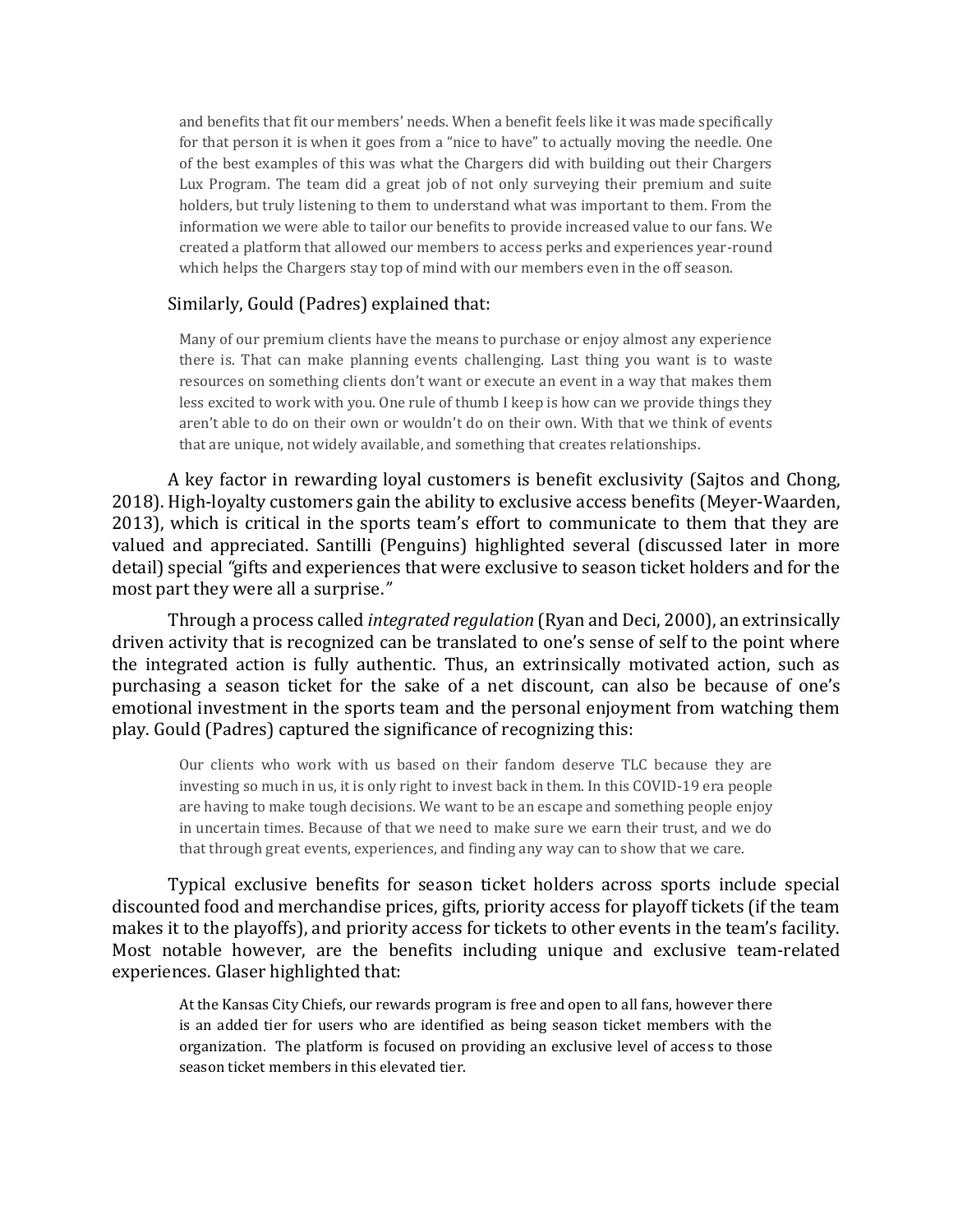> and benefits that fit our members' needs. When a benefit feels like it was made specifically for that person it is when it goes from a "nice to have" to actually moving the needle. One of the best examples of this was what the Chargers did with building out their Chargers Lux Program. The team did a great job of not only surveying their premium and suite holders, but truly listening to them to understand what was important to them. From the information we were able to tailor our benefits to provide increased value to our fans. We created a platform that allowed our members to access perks and experiences year-round which helps the Chargers stay top of mind with our members even in the off season.

Similarly, Gould (Padres) explained that:

> Many of our premium clients have the means to purchase or enjoy almost any experience there is. That can make planning events challenging. Last thing you want is to waste resources on something clients don't want or execute an event in a way that makes them less excited to work with you. One rule of thumb I keep is how can we provide things they aren't able to do on their own or wouldn't do on their own. With that we think of events that are unique, not widely available, and something that creates relationships.

A key factor in rewarding loyal customers is benefit exclusivity (Sajtos and Chong, 2018). High-loyalty customers gain the ability to exclusive access benefits (Meyer-Waarden, 2013), which is critical in the sports team's effort to communicate to them that they are valued and appreciated. Santilli (Penguins) highlighted several (discussed later in more detail) special "gifts and experiences that were exclusive to season ticket holders and for the most part they were all a surprise."

Through a process called *integrated regulation* (Ryan and Deci, 2000), an extrinsically driven activity that is recognized can be translated to one's sense of self to the point where the integrated action is fully authentic. Thus, an extrinsically motivated action, such as purchasing a season ticket for the sake of a net discount, can also be because of one's emotional investment in the sports team and the personal enjoyment from watching them play. Gould (Padres) captured the significance of recognizing this:

> Our clients who work with us based on their fandom deserve TLC because they are investing so much in us, it is only right to invest back in them. In this COVID-19 era people are having to make tough decisions. We want to be an escape and something people enjoy in uncertain times. Because of that we need to make sure we earn their trust, and we do that through great events, experiences, and finding any way can to show that we care.

Typical exclusive benefits for season ticket holders across sports include special discounted food and merchandise prices, gifts, priority access for playoff tickets (if the team makes it to the playoffs), and priority access for tickets to other events in the team's facility. Most notable however, are the benefits including unique and exclusive team-related experiences. Glaser highlighted that:

> At the Kansas City Chiefs, our rewards program is free and open to all fans, however there is an added tier for users who are identified as being season ticket members with the organization. The platform is focused on providing an exclusive level of access to those season ticket members in this elevated tier.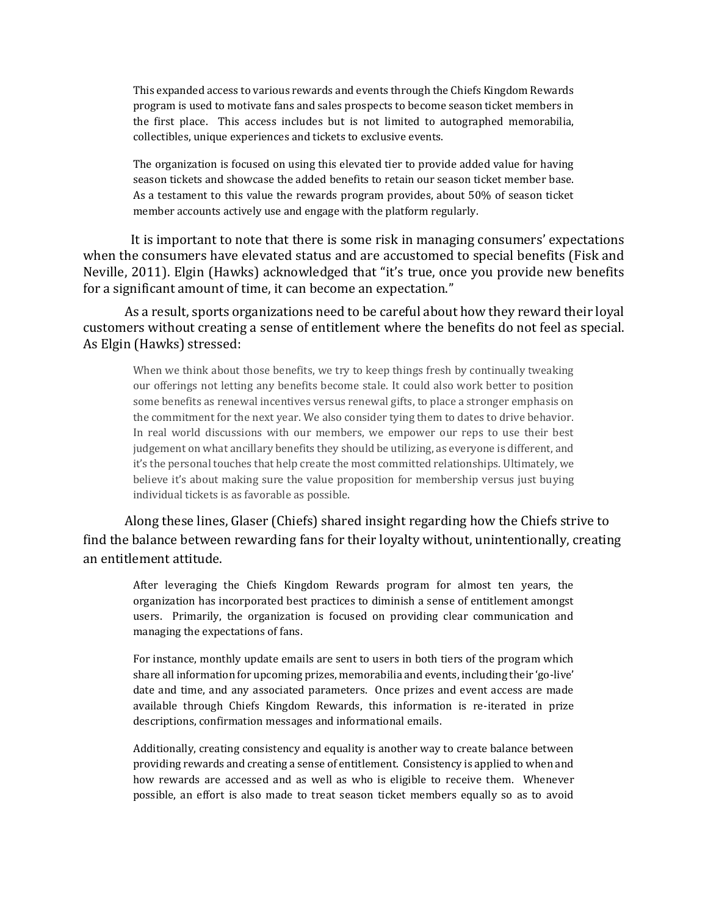> This expanded access to various rewards and events through the Chiefs Kingdom Rewards program is used to motivate fans and sales prospects to become season ticket members in the first place. This access includes but is not limited to autographed memorabilia, collectibles, unique experiences and tickets to exclusive events.
>
> The organization is focused on using this elevated tier to provide added value for having season tickets and showcase the added benefits to retain our season ticket member base. As a testament to this value the rewards program provides, about 50% of season ticket member accounts actively use and engage with the platform regularly.

It is important to note that there is some risk in managing consumers' expectations when the consumers have elevated status and are accustomed to special benefits (Fisk and Neville, 2011). Elgin (Hawks) acknowledged that "it's true, once you provide new benefits for a significant amount of time, it can become an expectation."

As a result, sports organizations need to be careful about how they reward their loyal customers without creating a sense of entitlement where the benefits do not feel as special. As Elgin (Hawks) stressed:

> When we think about those benefits, we try to keep things fresh by continually tweaking our offerings not letting any benefits become stale. It could also work better to position some benefits as renewal incentives versus renewal gifts, to place a stronger emphasis on the commitment for the next year. We also consider tying them to dates to drive behavior. In real world discussions with our members, we empower our reps to use their best judgement on what ancillary benefits they should be utilizing, as everyone is different, and it's the personal touches that help create the most committed relationships. Ultimately, we believe it's about making sure the value proposition for membership versus just buying individual tickets is as favorable as possible.

Along these lines, Glaser (Chiefs) shared insight regarding how the Chiefs strive to find the balance between rewarding fans for their loyalty without, unintentionally, creating an entitlement attitude.

> After leveraging the Chiefs Kingdom Rewards program for almost ten years, the organization has incorporated best practices to diminish a sense of entitlement amongst users. Primarily, the organization is focused on providing clear communication and managing the expectations of fans.
>
> For instance, monthly update emails are sent to users in both tiers of the program which share all information for upcoming prizes, memorabilia and events, including their 'go-live' date and time, and any associated parameters. Once prizes and event access are made available through Chiefs Kingdom Rewards, this information is re-iterated in prize descriptions, confirmation messages and informational emails.
>
> Additionally, creating consistency and equality is another way to create balance between providing rewards and creating a sense of entitlement. Consistency is applied to when and how rewards are accessed and as well as who is eligible to receive them. Whenever possible, an effort is also made to treat season ticket members equally so as to avoid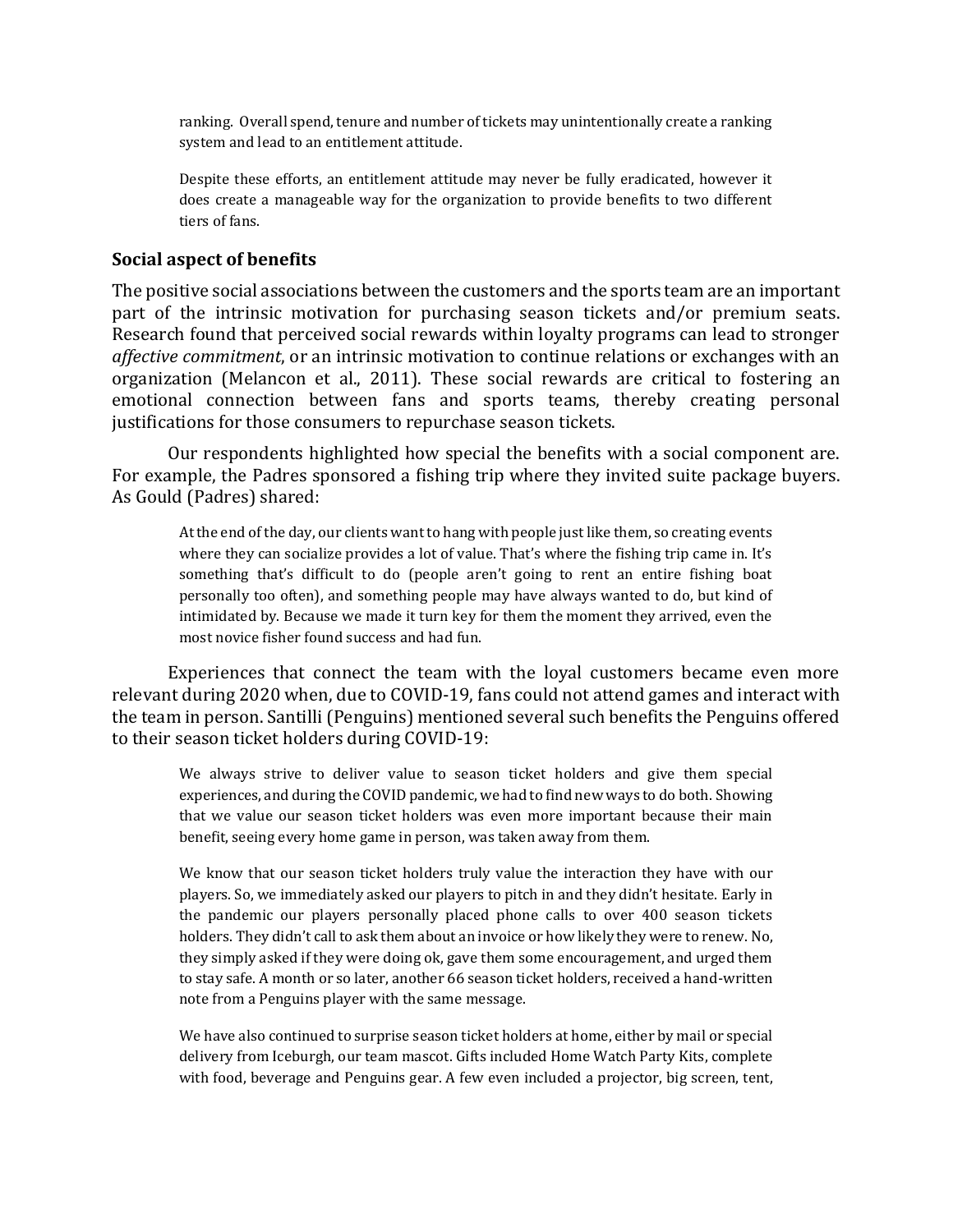> ranking. Overall spend, tenure and number of tickets may unintentionally create a ranking system and lead to an entitlement attitude.
>
> Despite these efforts, an entitlement attitude may never be fully eradicated, however it does create a manageable way for the organization to provide benefits to two different tiers of fans.

### Social aspect of benefits

The positive social associations between the customers and the sports team are an important part of the intrinsic motivation for purchasing season tickets and/or premium seats. Research found that perceived social rewards within loyalty programs can lead to stronger *affective commitment*, or an intrinsic motivation to continue relations or exchanges with an organization (Melancon et al., 2011). These social rewards are critical to fostering an emotional connection between fans and sports teams, thereby creating personal justifications for those consumers to repurchase season tickets.

Our respondents highlighted how special the benefits with a social component are. For example, the Padres sponsored a fishing trip where they invited suite package buyers. As Gould (Padres) shared:

> At the end of the day, our clients want to hang with people just like them, so creating events where they can socialize provides a lot of value. That's where the fishing trip came in. It's something that's difficult to do (people aren't going to rent an entire fishing boat personally too often), and something people may have always wanted to do, but kind of intimidated by. Because we made it turn key for them the moment they arrived, even the most novice fisher found success and had fun.

Experiences that connect the team with the loyal customers became even more relevant during 2020 when, due to COVID-19, fans could not attend games and interact with the team in person. Santilli (Penguins) mentioned several such benefits the Penguins offered to their season ticket holders during COVID-19:

> We always strive to deliver value to season ticket holders and give them special experiences, and during the COVID pandemic, we had to find new ways to do both. Showing that we value our season ticket holders was even more important because their main benefit, seeing every home game in person, was taken away from them.
>
> We know that our season ticket holders truly value the interaction they have with our players. So, we immediately asked our players to pitch in and they didn't hesitate. Early in the pandemic our players personally placed phone calls to over 400 season tickets holders. They didn't call to ask them about an invoice or how likely they were to renew. No, they simply asked if they were doing ok, gave them some encouragement, and urged them to stay safe. A month or so later, another 66 season ticket holders, received a hand-written note from a Penguins player with the same message.
>
> We have also continued to surprise season ticket holders at home, either by mail or special delivery from Iceburgh, our team mascot. Gifts included Home Watch Party Kits, complete with food, beverage and Penguins gear. A few even included a projector, big screen, tent,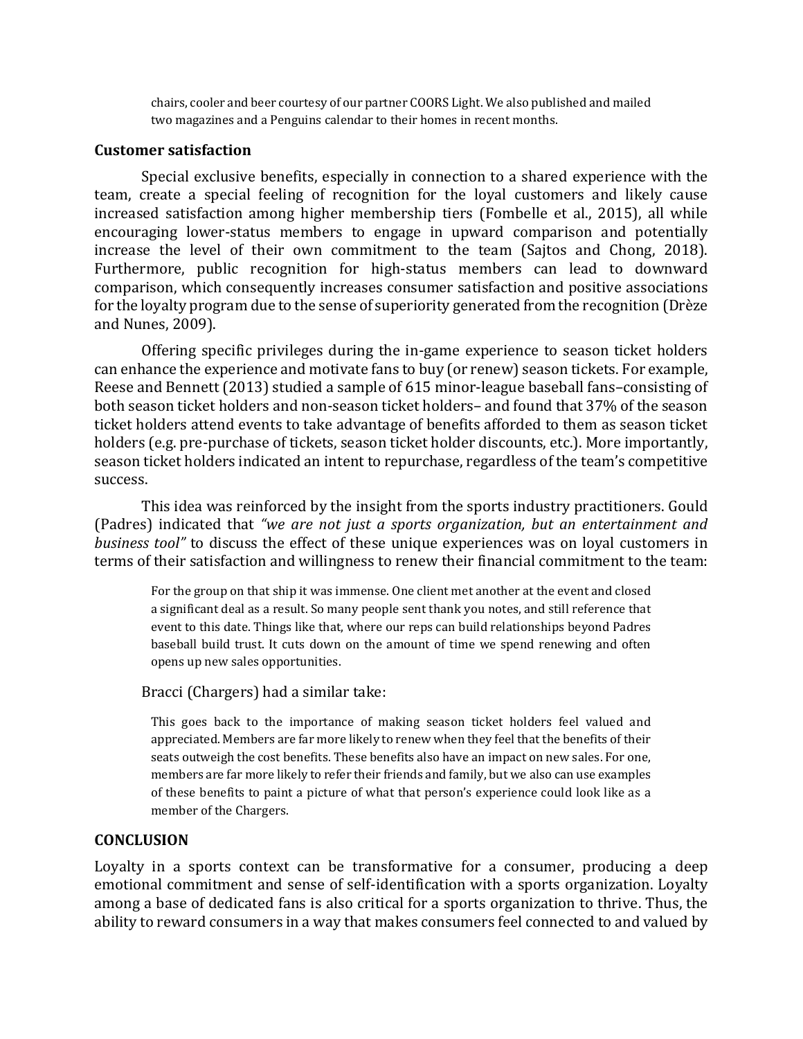> chairs, cooler and beer courtesy of our partner COORS Light. We also published and mailed two magazines and a Penguins calendar to their homes in recent months.

### Customer satisfaction

Special exclusive benefits, especially in connection to a shared experience with the team, create a special feeling of recognition for the loyal customers and likely cause increased satisfaction among higher membership tiers (Fombelle et al., 2015), all while encouraging lower-status members to engage in upward comparison and potentially increase the level of their own commitment to the team (Sajtos and Chong, 2018). Furthermore, public recognition for high-status members can lead to downward comparison, which consequently increases consumer satisfaction and positive associations for the loyalty program due to the sense of superiority generated from the recognition (Drèze and Nunes, 2009).

Offering specific privileges during the in-game experience to season ticket holders can enhance the experience and motivate fans to buy (or renew) season tickets. For example, Reese and Bennett (2013) studied a sample of 615 minor-league baseball fans–consisting of both season ticket holders and non-season ticket holders– and found that 37% of the season ticket holders attend events to take advantage of benefits afforded to them as season ticket holders (e.g. pre-purchase of tickets, season ticket holder discounts, etc.). More importantly, season ticket holders indicated an intent to repurchase, regardless of the team's competitive success.

This idea was reinforced by the insight from the sports industry practitioners. Gould (Padres) indicated that *"we are not just a sports organization, but an entertainment and business tool"* to discuss the effect of these unique experiences was on loyal customers in terms of their satisfaction and willingness to renew their financial commitment to the team:

> For the group on that ship it was immense. One client met another at the event and closed a significant deal as a result. So many people sent thank you notes, and still reference that event to this date. Things like that, where our reps can build relationships beyond Padres baseball build trust. It cuts down on the amount of time we spend renewing and often opens up new sales opportunities.

Bracci (Chargers) had a similar take:

> This goes back to the importance of making season ticket holders feel valued and appreciated. Members are far more likely to renew when they feel that the benefits of their seats outweigh the cost benefits. These benefits also have an impact on new sales. For one, members are far more likely to refer their friends and family, but we also can use examples of these benefits to paint a picture of what that person's experience could look like as a member of the Chargers.

## CONCLUSION

Loyalty in a sports context can be transformative for a consumer, producing a deep emotional commitment and sense of self-identification with a sports organization. Loyalty among a base of dedicated fans is also critical for a sports organization to thrive. Thus, the ability to reward consumers in a way that makes consumers feel connected to and valued by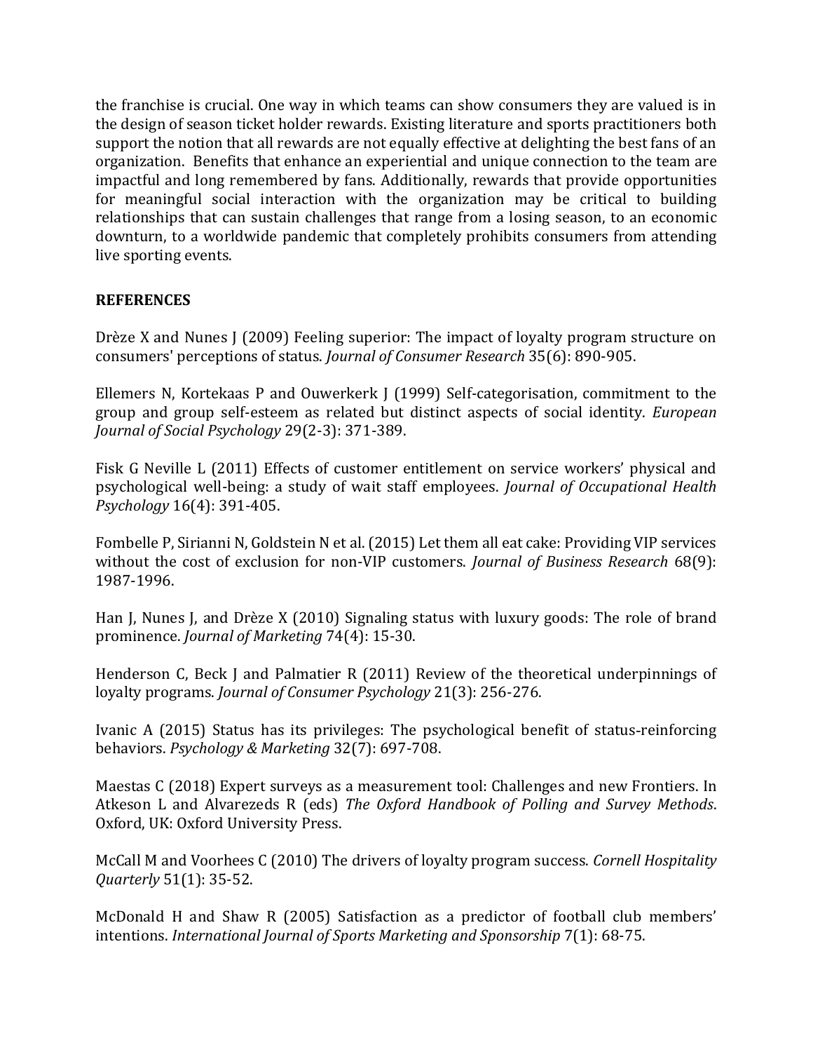the franchise is crucial. One way in which teams can show consumers they are valued is in the design of season ticket holder rewards. Existing literature and sports practitioners both support the notion that all rewards are not equally effective at delighting the best fans of an organization. Benefits that enhance an experiential and unique connection to the team are impactful and long remembered by fans. Additionally, rewards that provide opportunities for meaningful social interaction with the organization may be critical to building relationships that can sustain challenges that range from a losing season, to an economic downturn, to a worldwide pandemic that completely prohibits consumers from attending live sporting events.

## REFERENCES

Drèze X and Nunes J (2009) Feeling superior: The impact of loyalty program structure on consumers' perceptions of status. *Journal of Consumer Research* 35(6): 890-905.

Ellemers N, Kortekaas P and Ouwerkerk J (1999) Self-categorisation, commitment to the group and group self-esteem as related but distinct aspects of social identity. *European Journal of Social Psychology* 29(2-3): 371-389.

Fisk G Neville L (2011) Effects of customer entitlement on service workers' physical and psychological well-being: a study of wait staff employees. *Journal of Occupational Health Psychology* 16(4): 391-405.

Fombelle P, Sirianni N, Goldstein N et al. (2015) Let them all eat cake: Providing VIP services without the cost of exclusion for non-VIP customers. *Journal of Business Research* 68(9): 1987-1996.

Han J, Nunes J, and Drèze X (2010) Signaling status with luxury goods: The role of brand prominence. *Journal of Marketing* 74(4): 15-30.

Henderson C, Beck J and Palmatier R (2011) Review of the theoretical underpinnings of loyalty programs. *Journal of Consumer Psychology* 21(3): 256-276.

Ivanic A (2015) Status has its privileges: The psychological benefit of status-reinforcing behaviors. *Psychology & Marketing* 32(7): 697-708.

Maestas C (2018) Expert surveys as a measurement tool: Challenges and new Frontiers. In Atkeson L and Alvarezeds R (eds) *The Oxford Handbook of Polling and Survey Methods*. Oxford, UK: Oxford University Press.

McCall M and Voorhees C (2010) The drivers of loyalty program success. *Cornell Hospitality Quarterly* 51(1): 35-52.

McDonald H and Shaw R (2005) Satisfaction as a predictor of football club members' intentions. *International Journal of Sports Marketing and Sponsorship* 7(1): 68-75.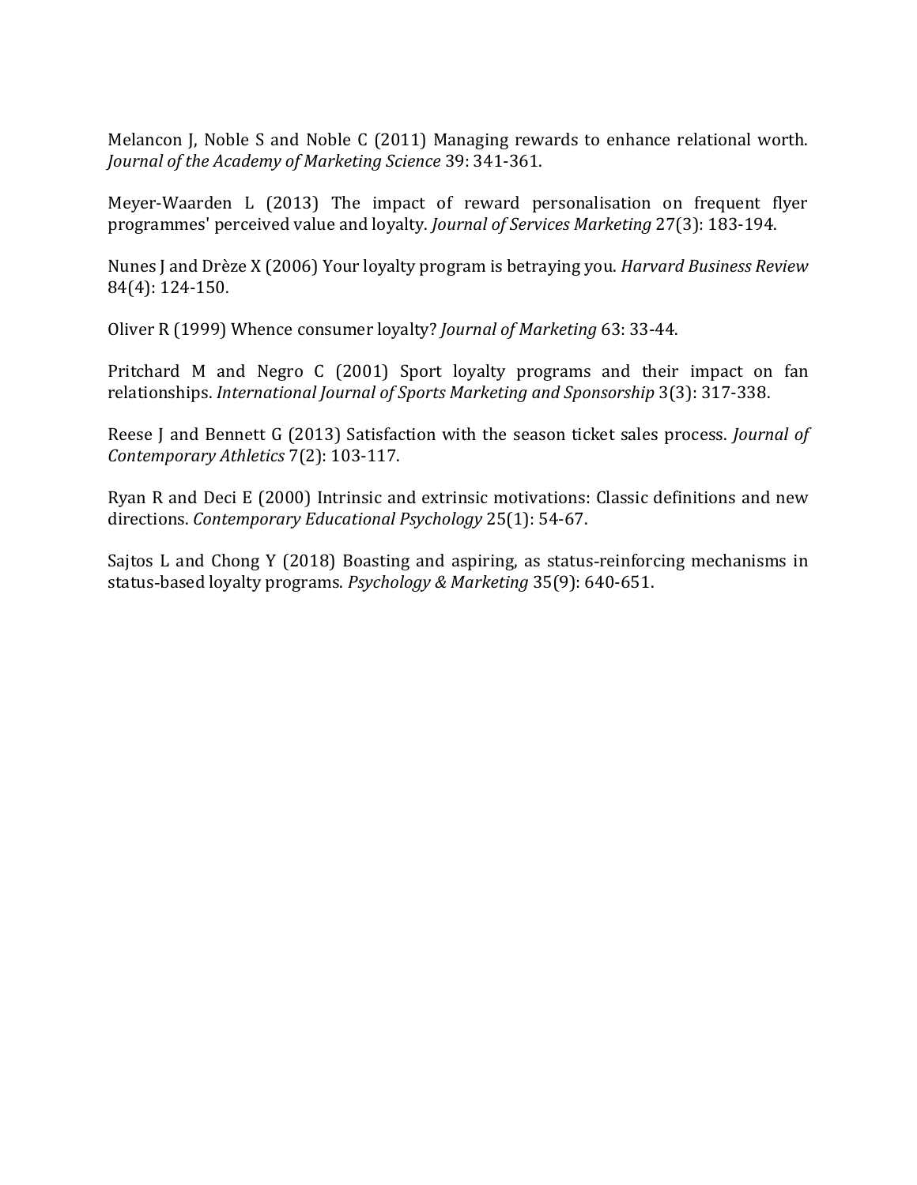Melancon J, Noble S and Noble C (2011) Managing rewards to enhance relational worth. *Journal of the Academy of Marketing Science* 39: 341-361.

Meyer-Waarden L (2013) The impact of reward personalisation on frequent flyer programmes' perceived value and loyalty. *Journal of Services Marketing* 27(3): 183-194.

Nunes J and Drèze X (2006) Your loyalty program is betraying you. *Harvard Business Review* 84(4): 124-150.

Oliver R (1999) Whence consumer loyalty? *Journal of Marketing* 63: 33-44.

Pritchard M and Negro C (2001) Sport loyalty programs and their impact on fan relationships. *International Journal of Sports Marketing and Sponsorship* 3(3): 317-338.

Reese J and Bennett G (2013) Satisfaction with the season ticket sales process. *Journal of Contemporary Athletics* 7(2): 103-117.

Ryan R and Deci E (2000) Intrinsic and extrinsic motivations: Classic definitions and new directions. *Contemporary Educational Psychology* 25(1): 54-67.

Sajtos L and Chong Y (2018) Boasting and aspiring, as status-reinforcing mechanisms in status-based loyalty programs. *Psychology & Marketing* 35(9): 640-651.